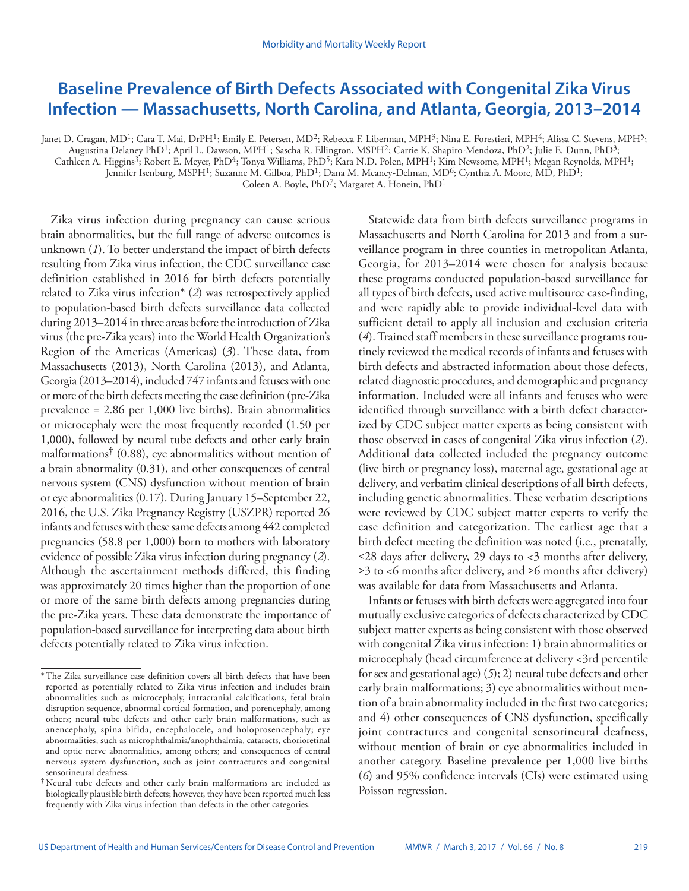# Baseline Prevalence of Birth Defects Associated with Congenital Zika Virus Infection — Massachusetts, North Carolina, and Atlanta, Georgia, 2013–2014

Janet D. Cragan, MD[1]; Cara T. Mai, DrPH[1]; Emily E. Petersen, MD[2]; Rebecca F. Liberman, MPH[3]; Nina E. Forestieri, MPH[4]; Alissa C. Stevens, MPH[5]; Augustina Delaney PhD[1]; April L. Dawson, MPH[1]; Sascha R. Ellington, MSPH[2]; Carrie K. Shapiro-Mendoza, PhD[2]; Julie E. Dunn, PhD[3]; Cathleen A. Higgins[3]; Robert E. Meyer, PhD[4]; Tonya Williams, PhD[5]; Kara N.D. Polen, MPH[1]; Kim Newsome, MPH[1]; Megan Reynolds, MPH[1]; Jennifer Isenburg, MSPH[1]; Suzanne M. Gilboa, PhD[1]; Dana M. Meaney-Delman, MD[6]; Cynthia A. Moore, MD, PhD[1]; Coleen A. Boyle, PhD[7]; Margaret A. Honein, PhD[1]

Zika virus infection during pregnancy can cause serious brain abnormalities, but the full range of adverse outcomes is unknown (*1*). To better understand the impact of birth defects resulting from Zika virus infection, the CDC surveillance case definition established in 2016 for birth defects potentially related to Zika virus infection* (*2*) was retrospectively applied to population-based birth defects surveillance data collected during 2013–2014 in three areas before the introduction of Zika virus (the pre-Zika years) into the World Health Organization's Region of the Americas (Americas) (*3*). These data, from Massachusetts (2013), North Carolina (2013), and Atlanta, Georgia (2013–2014), included 747 infants and fetuses with one or more of the birth defects meeting the case definition (pre-Zika prevalence = 2.86 per 1,000 live births). Brain abnormalities or microcephaly were the most frequently recorded (1.50 per 1,000), followed by neural tube defects and other early brain malformations† (0.88), eye abnormalities without mention of a brain abnormality (0.31), and other consequences of central nervous system (CNS) dysfunction without mention of brain or eye abnormalities (0.17). During January 15–September 22, 2016, the U.S. Zika Pregnancy Registry (USZPR) reported 26 infants and fetuses with these same defects among 442 completed pregnancies (58.8 per 1,000) born to mothers with laboratory evidence of possible Zika virus infection during pregnancy (*2*). Although the ascertainment methods differed, this finding was approximately 20 times higher than the proportion of one or more of the same birth defects among pregnancies during the pre-Zika years. These data demonstrate the importance of population-based surveillance for interpreting data about birth defects potentially related to Zika virus infection.

Statewide data from birth defects surveillance programs in Massachusetts and North Carolina for 2013 and from a surveillance program in three counties in metropolitan Atlanta, Georgia, for 2013–2014 were chosen for analysis because these programs conducted population-based surveillance for all types of birth defects, used active multisource case-finding, and were rapidly able to provide individual-level data with sufficient detail to apply all inclusion and exclusion criteria (*4*). Trained staff members in these surveillance programs routinely reviewed the medical records of infants and fetuses with birth defects and abstracted information about those defects, related diagnostic procedures, and demographic and pregnancy information. Included were all infants and fetuses who were identified through surveillance with a birth defect characterized by CDC subject matter experts as being consistent with those observed in cases of congenital Zika virus infection (*2*). Additional data collected included the pregnancy outcome (live birth or pregnancy loss), maternal age, gestational age at delivery, and verbatim clinical descriptions of all birth defects, including genetic abnormalities. These verbatim descriptions were reviewed by CDC subject matter experts to verify the case definition and categorization. The earliest age that a birth defect meeting the definition was noted (i.e., prenatally, ≤28 days after delivery, 29 days to <3 months after delivery, ≥3 to <6 months after delivery, and ≥6 months after delivery) was available for data from Massachusetts and Atlanta.

Infants or fetuses with birth defects were aggregated into four mutually exclusive categories of defects characterized by CDC subject matter experts as being consistent with those observed with congenital Zika virus infection: 1) brain abnormalities or microcephaly (head circumference at delivery <3rd percentile for sex and gestational age) (*5*); 2) neural tube defects and other early brain malformations; 3) eye abnormalities without mention of a brain abnormality included in the first two categories; and 4) other consequences of CNS dysfunction, specifically joint contractures and congenital sensorineural deafness, without mention of brain or eye abnormalities included in another category. Baseline prevalence per 1,000 live births (*6*) and 95% confidence intervals (CIs) were estimated using Poisson regression.

\* The Zika surveillance case definition covers all birth defects that have been reported as potentially related to Zika virus infection and includes brain abnormalities such as microcephaly, intracranial calcifications, fetal brain disruption sequence, abnormal cortical formation, and porencephaly, among others; neural tube defects and other early brain malformations, such as anencephaly, spina bifida, encephalocele, and holoprosencephaly; eye abnormalities, such as microphthalmia/anophthalmia, cataracts, chorioretinal and optic nerve abnormalities, among others; and consequences of central nervous system dysfunction, such as joint contractures and congenital sensorineural deafness.

† Neural tube defects and other early brain malformations are included as biologically plausible birth defects; however, they have been reported much less frequently with Zika virus infection than defects in the other categories.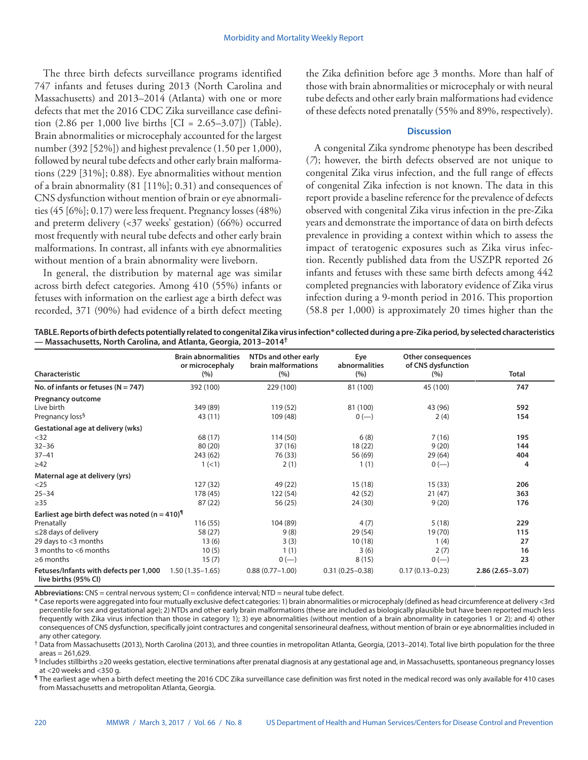The three birth defects surveillance programs identified 747 infants and fetuses during 2013 (North Carolina and Massachusetts) and 2013–2014 (Atlanta) with one or more defects that met the 2016 CDC Zika surveillance case definition (2.86 per 1,000 live births [CI = 2.65–3.07]) (Table). Brain abnormalities or microcephaly accounted for the largest number (392 [52%]) and highest prevalence (1.50 per 1,000), followed by neural tube defects and other early brain malformations (229 [31%]; 0.88). Eye abnormalities without mention of a brain abnormality (81 [11%]; 0.31) and consequences of CNS dysfunction without mention of brain or eye abnormalities (45 [6%]; 0.17) were less frequent. Pregnancy losses (48%) and preterm delivery (<37 weeks' gestation) (66%) occurred most frequently with neural tube defects and other early brain malformations. In contrast, all infants with eye abnormalities without mention of a brain abnormality were liveborn.

In general, the distribution by maternal age was similar across birth defect categories. Among 410 (55%) infants or fetuses with information on the earliest age a birth defect was recorded, 371 (90%) had evidence of a birth defect meeting the Zika definition before age 3 months. More than half of those with brain abnormalities or microcephaly or with neural tube defects and other early brain malformations had evidence of these defects noted prenatally (55% and 89%, respectively).

## Discussion

A congenital Zika syndrome phenotype has been described (*7*); however, the birth defects observed are not unique to congenital Zika virus infection, and the full range of effects of congenital Zika infection is not known. The data in this report provide a baseline reference for the prevalence of defects observed with congenital Zika virus infection in the pre-Zika years and demonstrate the importance of data on birth defects prevalence in providing a context within which to assess the impact of teratogenic exposures such as Zika virus infection. Recently published data from the USZPR reported 26 infants and fetuses with these same birth defects among 442 completed pregnancies with laboratory evidence of Zika virus infection during a 9-month period in 2016. This proportion (58.8 per 1,000) is approximately 20 times higher than the

**TABLE. Reports of birth defects potentially related to congenital Zika virus infection* collected during a pre-Zika period, by selected characteristics — Massachusetts, North Carolina, and Atlanta, Georgia, 2013–2014†**

| Characteristic | Brain abnormalities or microcephaly (%) | NTDs and other early brain malformations (%) | Eye abnormalities (%) | Other consequences of CNS dysfunction (%) | Total |
|---|---|---|---|---|---|
| **No. of infants or fetuses (N = 747)** | 392 (100) | 229 (100) | 81 (100) | 45 (100) | **747** |
| **Pregnancy outcome** | | | | | |
| Live birth | 349 (89) | 119 (52) | 81 (100) | 43 (96) | **592** |
| Pregnancy loss§ | 43 (11) | 109 (48) | 0 (—) | 2 (4) | **154** |
| **Gestational age at delivery (wks)** | | | | | |
| <32 | 68 (17) | 114 (50) | 6 (8) | 7 (16) | **195** |
| 32–36 | 80 (20) | 37 (16) | 18 (22) | 9 (20) | **144** |
| 37–41 | 243 (62) | 76 (33) | 56 (69) | 29 (64) | **404** |
| ≥42 | 1 (<1) | 2 (1) | 1 (1) | 0 (—) | **4** |
| **Maternal age at delivery (yrs)** | | | | | |
| <25 | 127 (32) | 49 (22) | 15 (18) | 15 (33) | **206** |
| 25–34 | 178 (45) | 122 (54) | 42 (52) | 21 (47) | **363** |
| ≥35 | 87 (22) | 56 (25) | 24 (30) | 9 (20) | **176** |
| **Earliest age birth defect was noted (n = 410)¶** | | | | | |
| Prenatally | 116 (55) | 104 (89) | 4 (7) | 5 (18) | **229** |
| ≤28 days of delivery | 58 (27) | 9 (8) | 29 (54) | 19 (70) | **115** |
| 29 days to <3 months | 13 (6) | 3 (3) | 10 (18) | 1 (4) | **27** |
| 3 months to <6 months | 10 (5) | 1 (1) | 3 (6) | 2 (7) | **16** |
| ≥6 months | 15 (7) | 0 (—) | 8 (15) | 0 (—) | **23** |
| **Fetuses/Infants with defects per 1,000 live births (95% CI)** | 1.50 (1.35–1.65) | 0.88 (0.77–1.00) | 0.31 (0.25–0.38) | 0.17 (0.13–0.23) | **2.86 (2.65–3.07)** |

**Abbreviations:** CNS = central nervous system; CI = confidence interval; NTD = neural tube defect.

\* Case reports were aggregated into four mutually exclusive defect categories: 1) brain abnormalities or microcephaly (defined as head circumference at delivery <3rd percentile for sex and gestational age); 2) NTDs and other early brain malformations (these are included as biologically plausible but have been reported much less frequently with Zika virus infection than those in category 1); 3) eye abnormalities (without mention of a brain abnormality in categories 1 or 2); and 4) other consequences of CNS dysfunction, specifically joint contractures and congenital sensorineural deafness, without mention of brain or eye abnormalities included in any other category.

† Data from Massachusetts (2013), North Carolina (2013), and three counties in metropolitan Atlanta, Georgia, (2013–2014). Total live birth population for the three areas = 261,629.

§ Includes stillbirths ≥20 weeks gestation, elective terminations after prenatal diagnosis at any gestational age and, in Massachusetts, spontaneous pregnancy losses at <20 weeks and <350 g.

¶ The earliest age when a birth defect meeting the 2016 CDC Zika surveillance case definition was first noted in the medical record was only available for 410 cases from Massachusetts and metropolitan Atlanta, Georgia.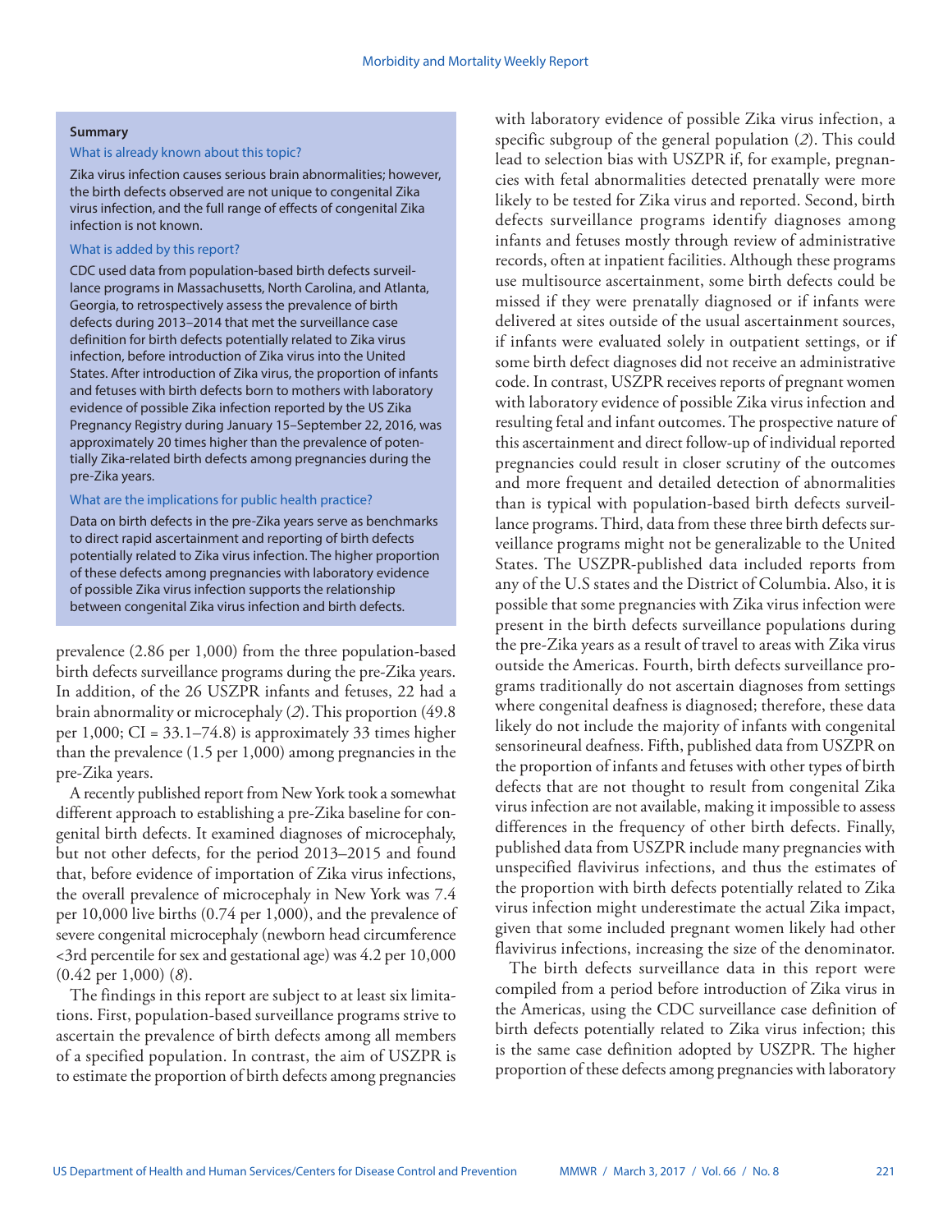**Summary**

What is already known about this topic?

Zika virus infection causes serious brain abnormalities; however, the birth defects observed are not unique to congenital Zika virus infection, and the full range of effects of congenital Zika infection is not known.

What is added by this report?

CDC used data from population-based birth defects surveillance programs in Massachusetts, North Carolina, and Atlanta, Georgia, to retrospectively assess the prevalence of birth defects during 2013–2014 that met the surveillance case definition for birth defects potentially related to Zika virus infection, before introduction of Zika virus into the United States. After introduction of Zika virus, the proportion of infants and fetuses with birth defects born to mothers with laboratory evidence of possible Zika infection reported by the US Zika Pregnancy Registry during January 15–September 22, 2016, was approximately 20 times higher than the prevalence of potentially Zika-related birth defects among pregnancies during the pre-Zika years.

What are the implications for public health practice?

Data on birth defects in the pre-Zika years serve as benchmarks to direct rapid ascertainment and reporting of birth defects potentially related to Zika virus infection. The higher proportion of these defects among pregnancies with laboratory evidence of possible Zika virus infection supports the relationship between congenital Zika virus infection and birth defects.

prevalence (2.86 per 1,000) from the three population-based birth defects surveillance programs during the pre-Zika years. In addition, of the 26 USZPR infants and fetuses, 22 had a brain abnormality or microcephaly (*2*). This proportion (49.8 per 1,000; CI = 33.1–74.8) is approximately 33 times higher than the prevalence (1.5 per 1,000) among pregnancies in the pre-Zika years.

A recently published report from New York took a somewhat different approach to establishing a pre-Zika baseline for congenital birth defects. It examined diagnoses of microcephaly, but not other defects, for the period 2013–2015 and found that, before evidence of importation of Zika virus infections, the overall prevalence of microcephaly in New York was 7.4 per 10,000 live births (0.74 per 1,000), and the prevalence of severe congenital microcephaly (newborn head circumference <3rd percentile for sex and gestational age) was 4.2 per 10,000 (0.42 per 1,000) (*8*).

The findings in this report are subject to at least six limitations. First, population-based surveillance programs strive to ascertain the prevalence of birth defects among all members of a specified population. In contrast, the aim of USZPR is to estimate the proportion of birth defects among pregnancies with laboratory evidence of possible Zika virus infection, a specific subgroup of the general population (*2*). This could lead to selection bias with USZPR if, for example, pregnancies with fetal abnormalities detected prenatally were more likely to be tested for Zika virus and reported. Second, birth defects surveillance programs identify diagnoses among infants and fetuses mostly through review of administrative records, often at inpatient facilities. Although these programs use multisource ascertainment, some birth defects could be missed if they were prenatally diagnosed or if infants were delivered at sites outside of the usual ascertainment sources, if infants were evaluated solely in outpatient settings, or if some birth defect diagnoses did not receive an administrative code. In contrast, USZPR receives reports of pregnant women with laboratory evidence of possible Zika virus infection and resulting fetal and infant outcomes. The prospective nature of this ascertainment and direct follow-up of individual reported pregnancies could result in closer scrutiny of the outcomes and more frequent and detailed detection of abnormalities than is typical with population-based birth defects surveillance programs. Third, data from these three birth defects surveillance programs might not be generalizable to the United States. The USZPR-published data included reports from any of the U.S states and the District of Columbia. Also, it is possible that some pregnancies with Zika virus infection were present in the birth defects surveillance populations during the pre-Zika years as a result of travel to areas with Zika virus outside the Americas. Fourth, birth defects surveillance programs traditionally do not ascertain diagnoses from settings where congenital deafness is diagnosed; therefore, these data likely do not include the majority of infants with congenital sensorineural deafness. Fifth, published data from USZPR on the proportion of infants and fetuses with other types of birth defects that are not thought to result from congenital Zika virus infection are not available, making it impossible to assess differences in the frequency of other birth defects. Finally, published data from USZPR include many pregnancies with unspecified flavivirus infections, and thus the estimates of the proportion with birth defects potentially related to Zika virus infection might underestimate the actual Zika impact, given that some included pregnant women likely had other flavivirus infections, increasing the size of the denominator.

The birth defects surveillance data in this report were compiled from a period before introduction of Zika virus in the Americas, using the CDC surveillance case definition of birth defects potentially related to Zika virus infection; this is the same case definition adopted by USZPR. The higher proportion of these defects among pregnancies with laboratory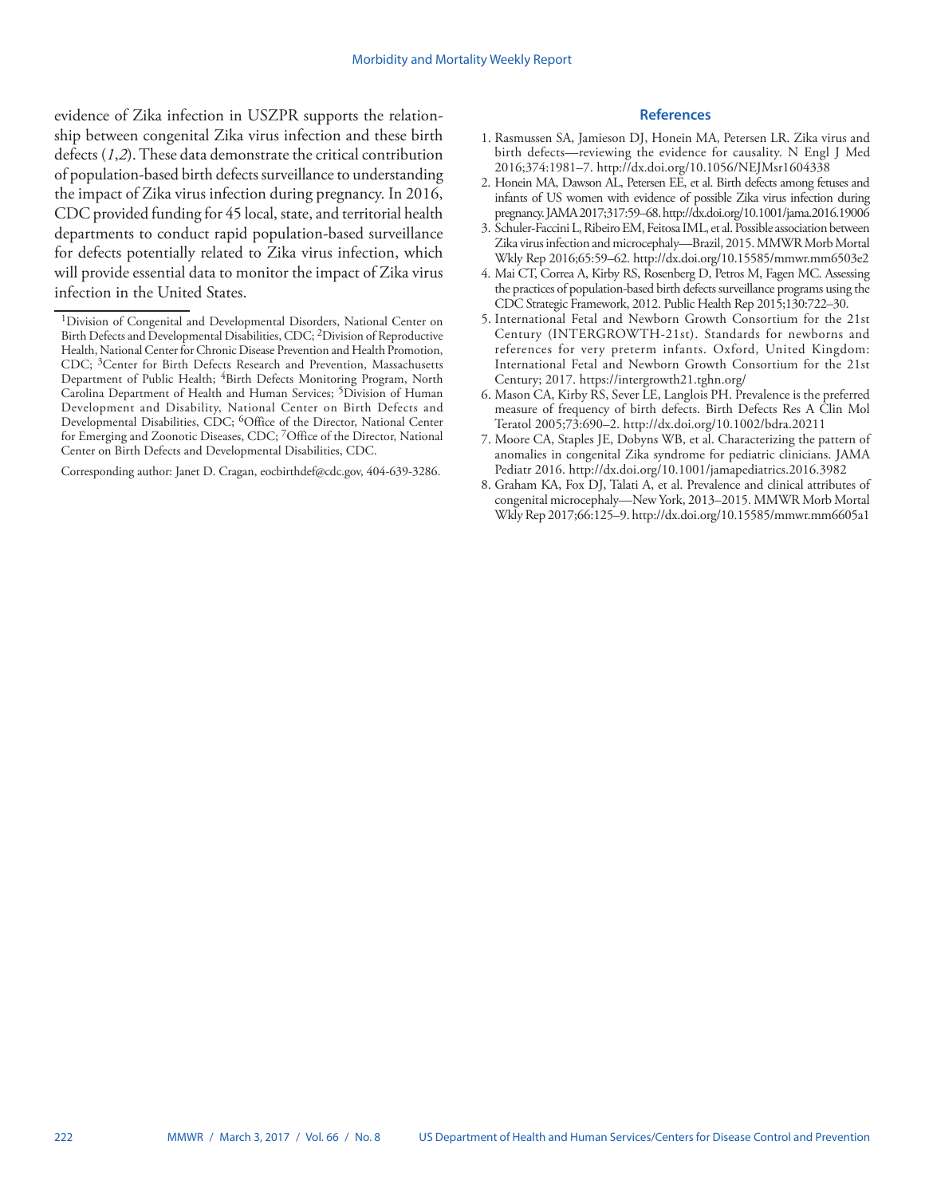evidence of Zika infection in USZPR supports the relationship between congenital Zika virus infection and these birth defects (*1*,*2*). These data demonstrate the critical contribution of population-based birth defects surveillance to understanding the impact of Zika virus infection during pregnancy. In 2016, CDC provided funding for 45 local, state, and territorial health departments to conduct rapid population-based surveillance for defects potentially related to Zika virus infection, which will provide essential data to monitor the impact of Zika virus infection in the United States.

---

[1]Division of Congenital and Developmental Disorders, National Center on Birth Defects and Developmental Disabilities, CDC; [2]Division of Reproductive Health, National Center for Chronic Disease Prevention and Health Promotion, CDC; [3]Center for Birth Defects Research and Prevention, Massachusetts Department of Public Health; [4]Birth Defects Monitoring Program, North Carolina Department of Health and Human Services; [5]Division of Human Development and Disability, National Center on Birth Defects and Developmental Disabilities, CDC; [6]Office of the Director, National Center for Emerging and Zoonotic Diseases, CDC; [7]Office of the Director, National Center on Birth Defects and Developmental Disabilities, CDC.

Corresponding author: Janet D. Cragan, eocbirthdef@cdc.gov, 404-639-3286.

## References

1. Rasmussen SA, Jamieson DJ, Honein MA, Petersen LR. Zika virus and birth defects—reviewing the evidence for causality. N Engl J Med 2016;374:1981–7. http://dx.doi.org/10.1056/NEJMsr1604338
2. Honein MA, Dawson AL, Petersen EE, et al. Birth defects among fetuses and infants of US women with evidence of possible Zika virus infection during pregnancy. JAMA 2017;317:59–68. http://dx.doi.org/10.1001/jama.2016.19006
3. Schuler-Faccini L, Ribeiro EM, Feitosa IML, et al. Possible association between Zika virus infection and microcephaly—Brazil, 2015. MMWR Morb Mortal Wkly Rep 2016;65:59–62. http://dx.doi.org/10.15585/mmwr.mm6503e2
4. Mai CT, Correa A, Kirby RS, Rosenberg D, Petros M, Fagen MC. Assessing the practices of population-based birth defects surveillance programs using the CDC Strategic Framework, 2012. Public Health Rep 2015;130:722–30.
5. International Fetal and Newborn Growth Consortium for the 21st Century (INTERGROWTH-21st). Standards for newborns and references for very preterm infants. Oxford, United Kingdom: International Fetal and Newborn Growth Consortium for the 21st Century; 2017. https://intergrowth21.tghn.org/
6. Mason CA, Kirby RS, Sever LE, Langlois PH. Prevalence is the preferred measure of frequency of birth defects. Birth Defects Res A Clin Mol Teratol 2005;73:690–2. http://dx.doi.org/10.1002/bdra.20211
7. Moore CA, Staples JE, Dobyns WB, et al. Characterizing the pattern of anomalies in congenital Zika syndrome for pediatric clinicians. JAMA Pediatr 2016. http://dx.doi.org/10.1001/jamapediatrics.2016.3982
8. Graham KA, Fox DJ, Talati A, et al. Prevalence and clinical attributes of congenital microcephaly—New York, 2013–2015. MMWR Morb Mortal Wkly Rep 2017;66:125–9. http://dx.doi.org/10.15585/mmwr.mm6605a1